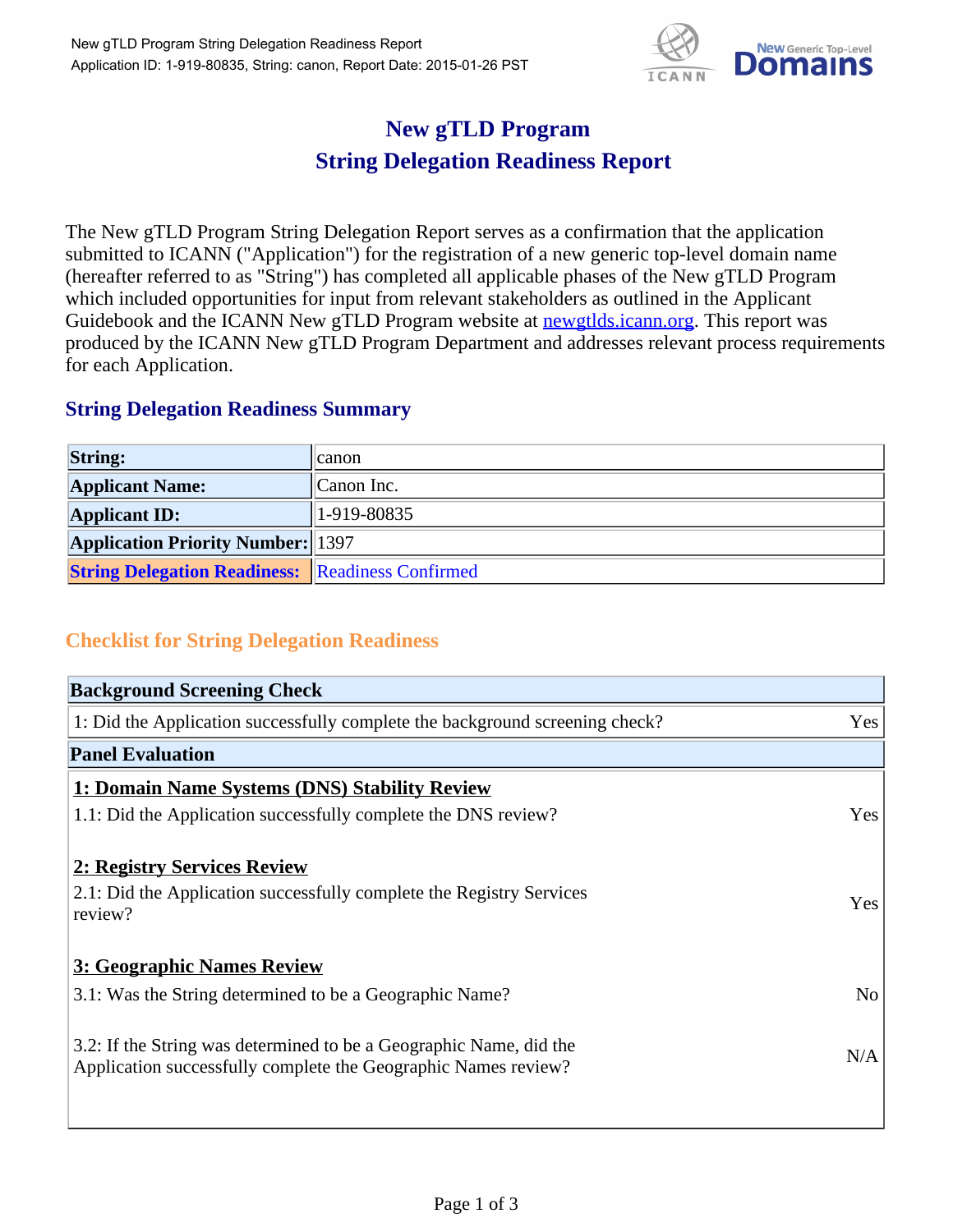# New gTLD Program
# String Delegation Readiness Report

The New gTLD Program String Delegation Report serves as a confirmation that the application submitted to ICANN ("Application") for the registration of a new generic top-level domain name (hereafter referred to as "String") has completed all applicable phases of the New gTLD Program which included opportunities for input from relevant stakeholders as outlined in the Applicant Guidebook and the ICANN New gTLD Program website at newgtlds.icann.org. This report was produced by the ICANN New gTLD Program Department and addresses relevant process requirements for each Application.

## String Delegation Readiness Summary

| | |
|---|---|
| **String:** | canon |
| **Applicant Name:** | Canon Inc. |
| **Applicant ID:** | 1-919-80835 |
| **Application Priority Number:** | 1397 |
| **String Delegation Readiness:** | Readiness Confirmed |

## Checklist for String Delegation Readiness

| **Background Screening Check** | |
|---|---|
| 1: Did the Application successfully complete the background screening check? | Yes |
| **Panel Evaluation** | |
| **1: Domain Name Systems (DNS) Stability Review** | |
| 1.1: Did the Application successfully complete the DNS review? | Yes |
| **2: Registry Services Review** | |
| 2.1: Did the Application successfully complete the Registry Services review? | Yes |
| **3: Geographic Names Review** | |
| 3.1: Was the String determined to be a Geographic Name? | No |
| 3.2: If the String was determined to be a Geographic Name, did the Application successfully complete the Geographic Names review? | N/A |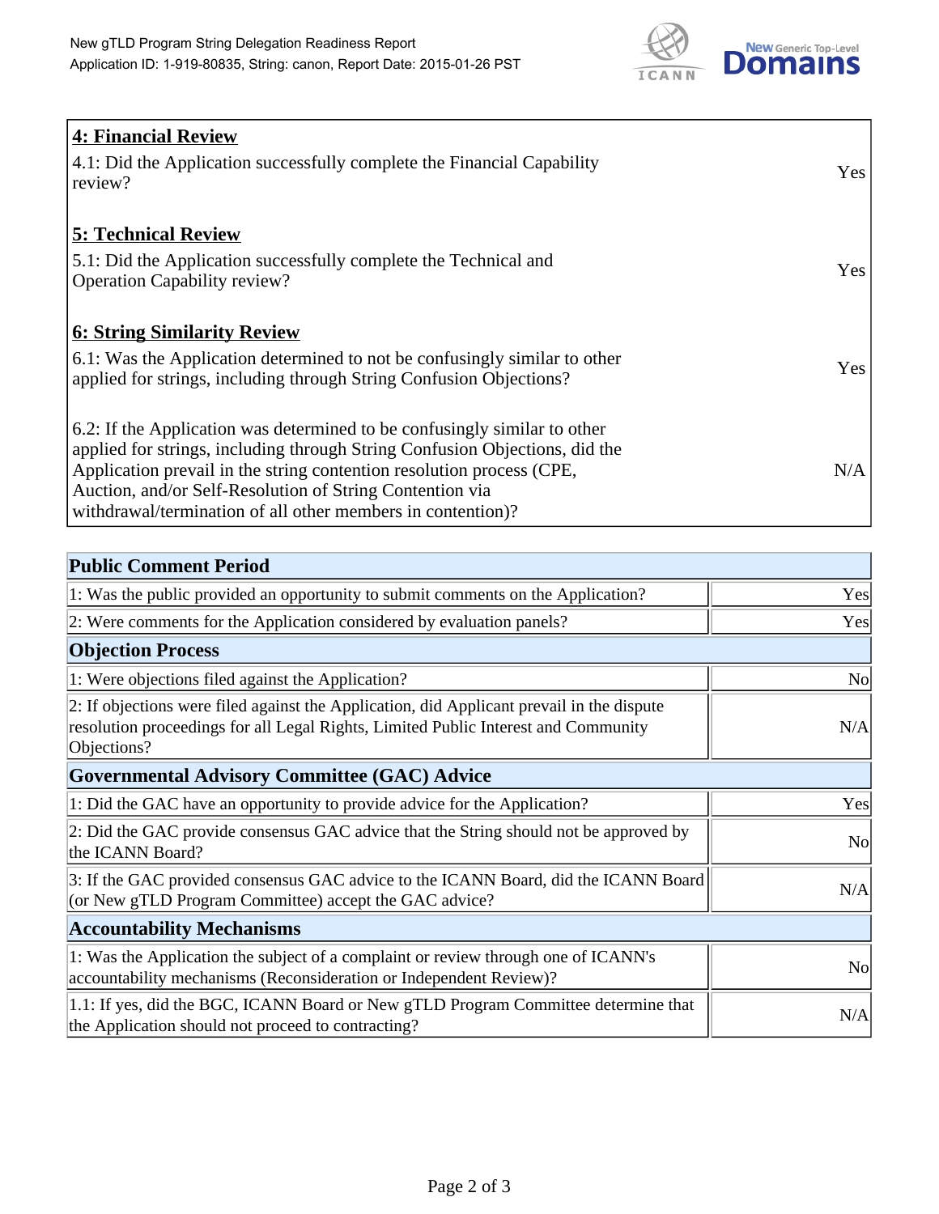| **4: Financial Review** | |
|---|---|
| 4.1: Did the Application successfully complete the Financial Capability review? | Yes |
| **5: Technical Review** | |
| 5.1: Did the Application successfully complete the Technical and Operation Capability review? | Yes |
| **6: String Similarity Review** | |
| 6.1: Was the Application determined to not be confusingly similar to other applied for strings, including through String Confusion Objections? | Yes |
| 6.2: If the Application was determined to be confusingly similar to other applied for strings, including through String Confusion Objections, did the Application prevail in the string contention resolution process (CPE, Auction, and/or Self-Resolution of String Contention via withdrawal/termination of all other members in contention)? | N/A |

| **Public Comment Period** | |
|---|---|
| 1: Was the public provided an opportunity to submit comments on the Application? | Yes |
| 2: Were comments for the Application considered by evaluation panels? | Yes |
| **Objection Process** | |
| 1: Were objections filed against the Application? | No |
| 2: If objections were filed against the Application, did Applicant prevail in the dispute resolution proceedings for all Legal Rights, Limited Public Interest and Community Objections? | N/A |
| **Governmental Advisory Committee (GAC) Advice** | |
| 1: Did the GAC have an opportunity to provide advice for the Application? | Yes |
| 2: Did the GAC provide consensus GAC advice that the String should not be approved by the ICANN Board? | No |
| 3: If the GAC provided consensus GAC advice to the ICANN Board, did the ICANN Board (or New gTLD Program Committee) accept the GAC advice? | N/A |
| **Accountability Mechanisms** | |
| 1: Was the Application the subject of a complaint or review through one of ICANN's accountability mechanisms (Reconsideration or Independent Review)? | No |
| 1.1: If yes, did the BGC, ICANN Board or New gTLD Program Committee determine that the Application should not proceed to contracting? | N/A |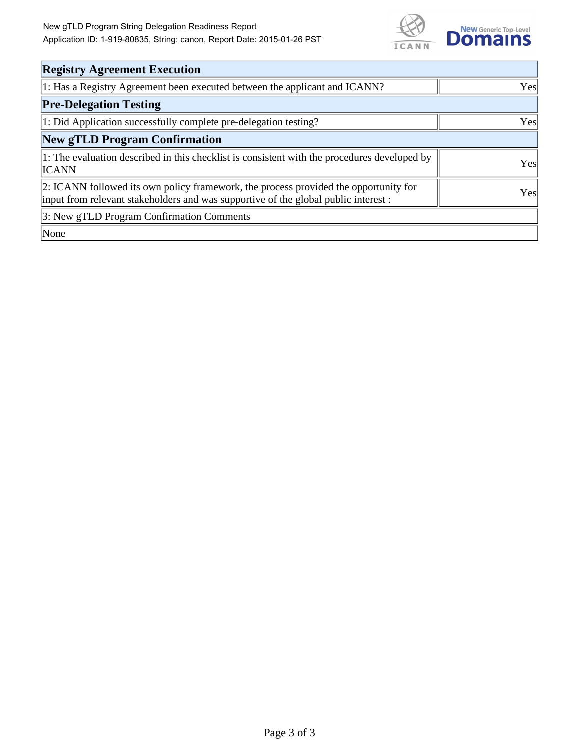## Registry Agreement Execution

| | |
|---|---|
| 1: Has a Registry Agreement been executed between the applicant and ICANN? | Yes |

## Pre-Delegation Testing

| | |
|---|---|
| 1: Did Application successfully complete pre-delegation testing? | Yes |

## New gTLD Program Confirmation

| | |
|---|---|
| 1: The evaluation described in this checklist is consistent with the procedures developed by ICANN | Yes |
| 2: ICANN followed its own policy framework, the process provided the opportunity for input from relevant stakeholders and was supportive of the global public interest : | Yes |

3: New gTLD Program Confirmation Comments

None